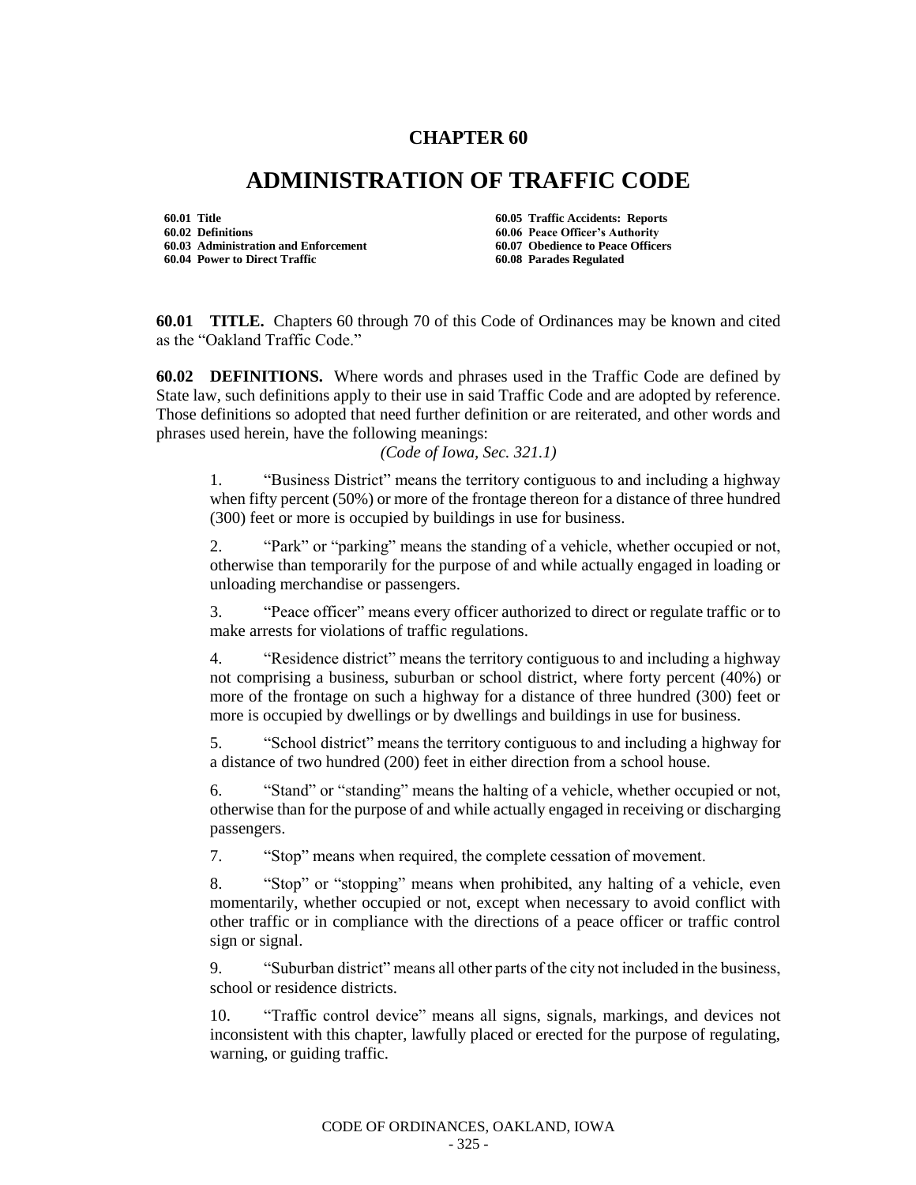# CHAPTER 60

# ADMINISTRATION OF TRAFFIC CODE

**60.01 Title**
**60.02 Definitions**
**60.03 Administration and Enforcement**
**60.04 Power to Direct Traffic**
**60.05 Traffic Accidents: Reports**
**60.06 Peace Officer's Authority**
**60.07 Obedience to Peace Officers**
**60.08 Parades Regulated**

**60.01 TITLE.** Chapters 60 through 70 of this Code of Ordinances may be known and cited as the "Oakland Traffic Code."

**60.02 DEFINITIONS.** Where words and phrases used in the Traffic Code are defined by State law, such definitions apply to their use in said Traffic Code and are adopted by reference. Those definitions so adopted that need further definition or are reiterated, and other words and phrases used herein, have the following meanings:

*(Code of Iowa, Sec. 321.1)*

1. "Business District" means the territory contiguous to and including a highway when fifty percent (50%) or more of the frontage thereon for a distance of three hundred (300) feet or more is occupied by buildings in use for business.

2. "Park" or "parking" means the standing of a vehicle, whether occupied or not, otherwise than temporarily for the purpose of and while actually engaged in loading or unloading merchandise or passengers.

3. "Peace officer" means every officer authorized to direct or regulate traffic or to make arrests for violations of traffic regulations.

4. "Residence district" means the territory contiguous to and including a highway not comprising a business, suburban or school district, where forty percent (40%) or more of the frontage on such a highway for a distance of three hundred (300) feet or more is occupied by dwellings or by dwellings and buildings in use for business.

5. "School district" means the territory contiguous to and including a highway for a distance of two hundred (200) feet in either direction from a school house.

6. "Stand" or "standing" means the halting of a vehicle, whether occupied or not, otherwise than for the purpose of and while actually engaged in receiving or discharging passengers.

7. "Stop" means when required, the complete cessation of movement.

8. "Stop" or "stopping" means when prohibited, any halting of a vehicle, even momentarily, whether occupied or not, except when necessary to avoid conflict with other traffic or in compliance with the directions of a peace officer or traffic control sign or signal.

9. "Suburban district" means all other parts of the city not included in the business, school or residence districts.

10. "Traffic control device" means all signs, signals, markings, and devices not inconsistent with this chapter, lawfully placed or erected for the purpose of regulating, warning, or guiding traffic.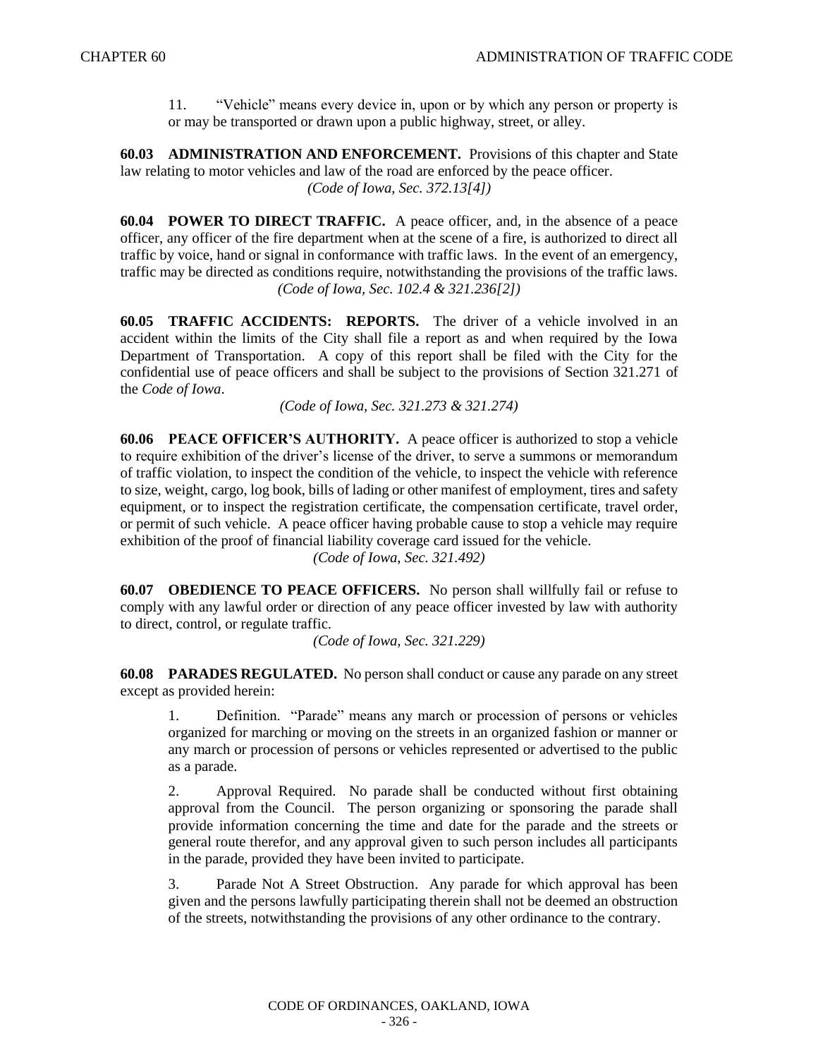11. "Vehicle" means every device in, upon or by which any person or property is or may be transported or drawn upon a public highway, street, or alley.

**60.03 ADMINISTRATION AND ENFORCEMENT.** Provisions of this chapter and State law relating to motor vehicles and law of the road are enforced by the peace officer.

*(Code of Iowa, Sec. 372.13[4])*

**60.04 POWER TO DIRECT TRAFFIC.** A peace officer, and, in the absence of a peace officer, any officer of the fire department when at the scene of a fire, is authorized to direct all traffic by voice, hand or signal in conformance with traffic laws. In the event of an emergency, traffic may be directed as conditions require, notwithstanding the provisions of the traffic laws.

*(Code of Iowa, Sec. 102.4 & 321.236[2])*

**60.05 TRAFFIC ACCIDENTS: REPORTS.** The driver of a vehicle involved in an accident within the limits of the City shall file a report as and when required by the Iowa Department of Transportation. A copy of this report shall be filed with the City for the confidential use of peace officers and shall be subject to the provisions of Section 321.271 of the *Code of Iowa*.

*(Code of Iowa, Sec. 321.273 & 321.274)*

**60.06 PEACE OFFICER'S AUTHORITY.** A peace officer is authorized to stop a vehicle to require exhibition of the driver's license of the driver, to serve a summons or memorandum of traffic violation, to inspect the condition of the vehicle, to inspect the vehicle with reference to size, weight, cargo, log book, bills of lading or other manifest of employment, tires and safety equipment, or to inspect the registration certificate, the compensation certificate, travel order, or permit of such vehicle. A peace officer having probable cause to stop a vehicle may require exhibition of the proof of financial liability coverage card issued for the vehicle.

*(Code of Iowa, Sec. 321.492)*

**60.07 OBEDIENCE TO PEACE OFFICERS.** No person shall willfully fail or refuse to comply with any lawful order or direction of any peace officer invested by law with authority to direct, control, or regulate traffic.

*(Code of Iowa, Sec. 321.229)*

**60.08 PARADES REGULATED.** No person shall conduct or cause any parade on any street except as provided herein:

1. Definition. "Parade" means any march or procession of persons or vehicles organized for marching or moving on the streets in an organized fashion or manner or any march or procession of persons or vehicles represented or advertised to the public as a parade.

2. Approval Required. No parade shall be conducted without first obtaining approval from the Council. The person organizing or sponsoring the parade shall provide information concerning the time and date for the parade and the streets or general route therefor, and any approval given to such person includes all participants in the parade, provided they have been invited to participate.

3. Parade Not A Street Obstruction. Any parade for which approval has been given and the persons lawfully participating therein shall not be deemed an obstruction of the streets, notwithstanding the provisions of any other ordinance to the contrary.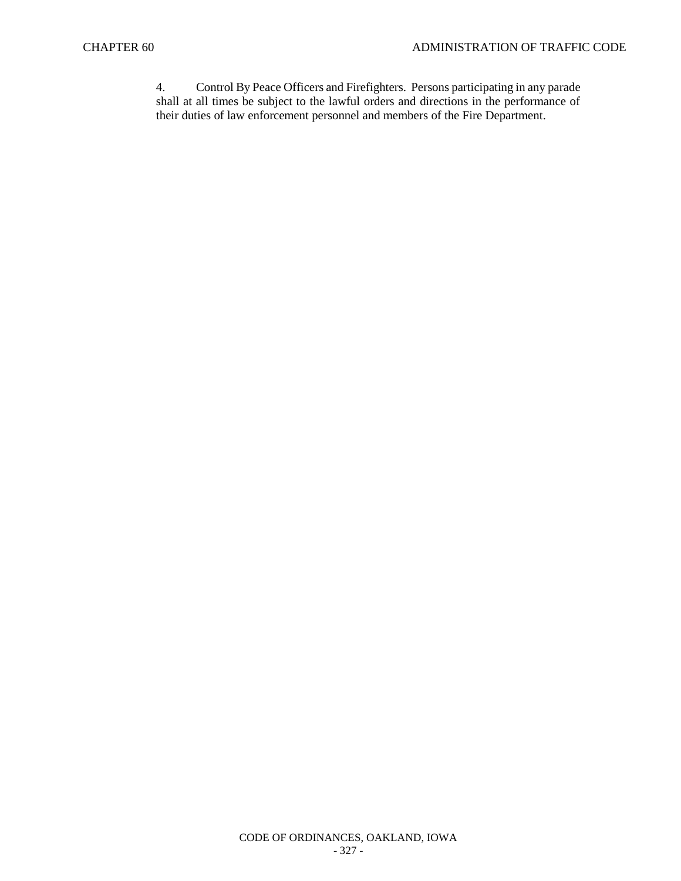4. Control By Peace Officers and Firefighters. Persons participating in any parade shall at all times be subject to the lawful orders and directions in the performance of their duties of law enforcement personnel and members of the Fire Department.